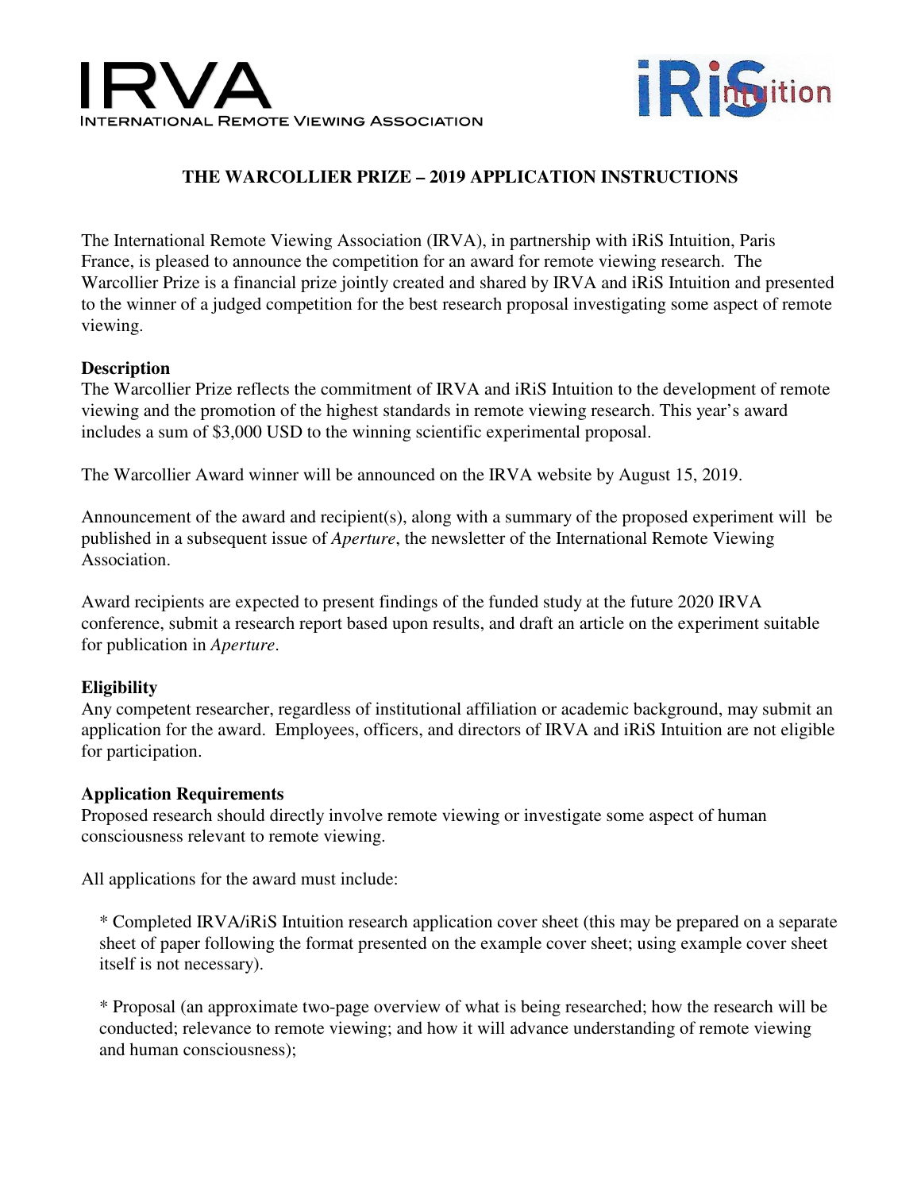IRVA
INTERNATIONAL REMOTE VIEWING ASSOCIATION

iRiS intuition

# THE WARCOLLIER PRIZE – 2019 APPLICATION INSTRUCTIONS

The International Remote Viewing Association (IRVA), in partnership with iRiS Intuition, Paris France, is pleased to announce the competition for an award for remote viewing research. The Warcollier Prize is a financial prize jointly created and shared by IRVA and iRiS Intuition and presented to the winner of a judged competition for the best research proposal investigating some aspect of remote viewing.

## Description

The Warcollier Prize reflects the commitment of IRVA and iRiS Intuition to the development of remote viewing and the promotion of the highest standards in remote viewing research. This year's award includes a sum of $3,000 USD to the winning scientific experimental proposal.

The Warcollier Award winner will be announced on the IRVA website by August 15, 2019.

Announcement of the award and recipient(s), along with a summary of the proposed experiment will be published in a subsequent issue of *Aperture*, the newsletter of the International Remote Viewing Association.

Award recipients are expected to present findings of the funded study at the future 2020 IRVA conference, submit a research report based upon results, and draft an article on the experiment suitable for publication in *Aperture*.

## Eligibility

Any competent researcher, regardless of institutional affiliation or academic background, may submit an application for the award. Employees, officers, and directors of IRVA and iRiS Intuition are not eligible for participation.

## Application Requirements

Proposed research should directly involve remote viewing or investigate some aspect of human consciousness relevant to remote viewing.

All applications for the award must include:

* Completed IRVA/iRiS Intuition research application cover sheet (this may be prepared on a separate sheet of paper following the format presented on the example cover sheet; using example cover sheet itself is not necessary).

* Proposal (an approximate two-page overview of what is being researched; how the research will be conducted; relevance to remote viewing; and how it will advance understanding of remote viewing and human consciousness);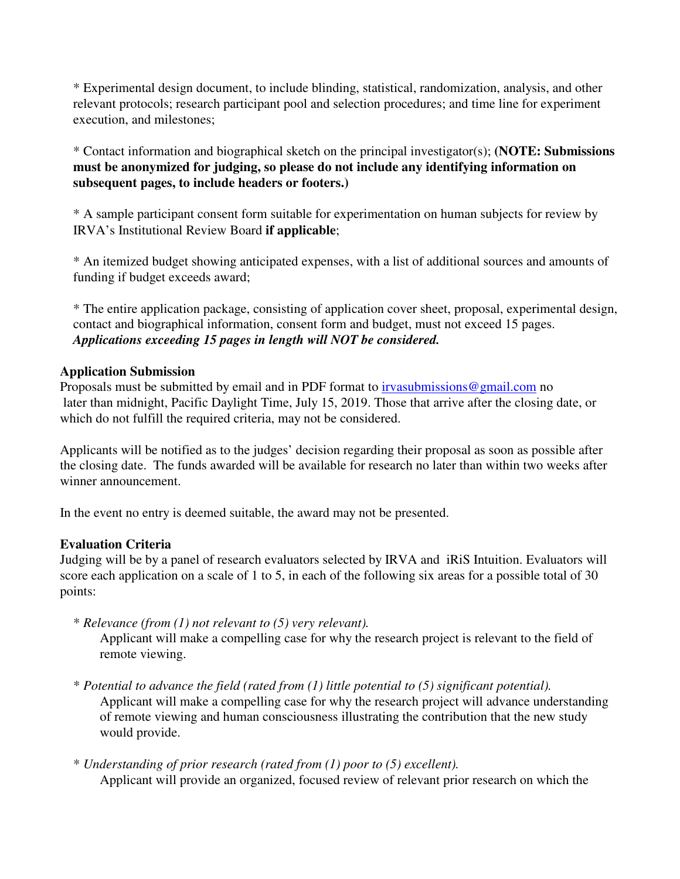* Experimental design document, to include blinding, statistical, randomization, analysis, and other relevant protocols; research participant pool and selection procedures; and time line for experiment execution, and milestones;

* Contact information and biographical sketch on the principal investigator(s); **(NOTE: Submissions must be anonymized for judging, so please do not include any identifying information on subsequent pages, to include headers or footers.)**

* A sample participant consent form suitable for experimentation on human subjects for review by IRVA's Institutional Review Board **if applicable**;

* An itemized budget showing anticipated expenses, with a list of additional sources and amounts of funding if budget exceeds award;

* The entire application package, consisting of application cover sheet, proposal, experimental design, contact and biographical information, consent form and budget, must not exceed 15 pages. ***Applications exceeding 15 pages in length will NOT be considered.***

**Application Submission**

Proposals must be submitted by email and in PDF format to irvasubmissions@gmail.com no later than midnight, Pacific Daylight Time, July 15, 2019. Those that arrive after the closing date, or which do not fulfill the required criteria, may not be considered.

Applicants will be notified as to the judges' decision regarding their proposal as soon as possible after the closing date. The funds awarded will be available for research no later than within two weeks after winner announcement.

In the event no entry is deemed suitable, the award may not be presented.

**Evaluation Criteria**

Judging will be by a panel of research evaluators selected by IRVA and iRiS Intuition. Evaluators will score each application on a scale of 1 to 5, in each of the following six areas for a possible total of 30 points:

* *Relevance (from (1) not relevant to (5) very relevant).*
  Applicant will make a compelling case for why the research project is relevant to the field of remote viewing.

* *Potential to advance the field (rated from (1) little potential to (5) significant potential).*
  Applicant will make a compelling case for why the research project will advance understanding of remote viewing and human consciousness illustrating the contribution that the new study would provide.

* *Understanding of prior research (rated from (1) poor to (5) excellent).*
  Applicant will provide an organized, focused review of relevant prior research on which the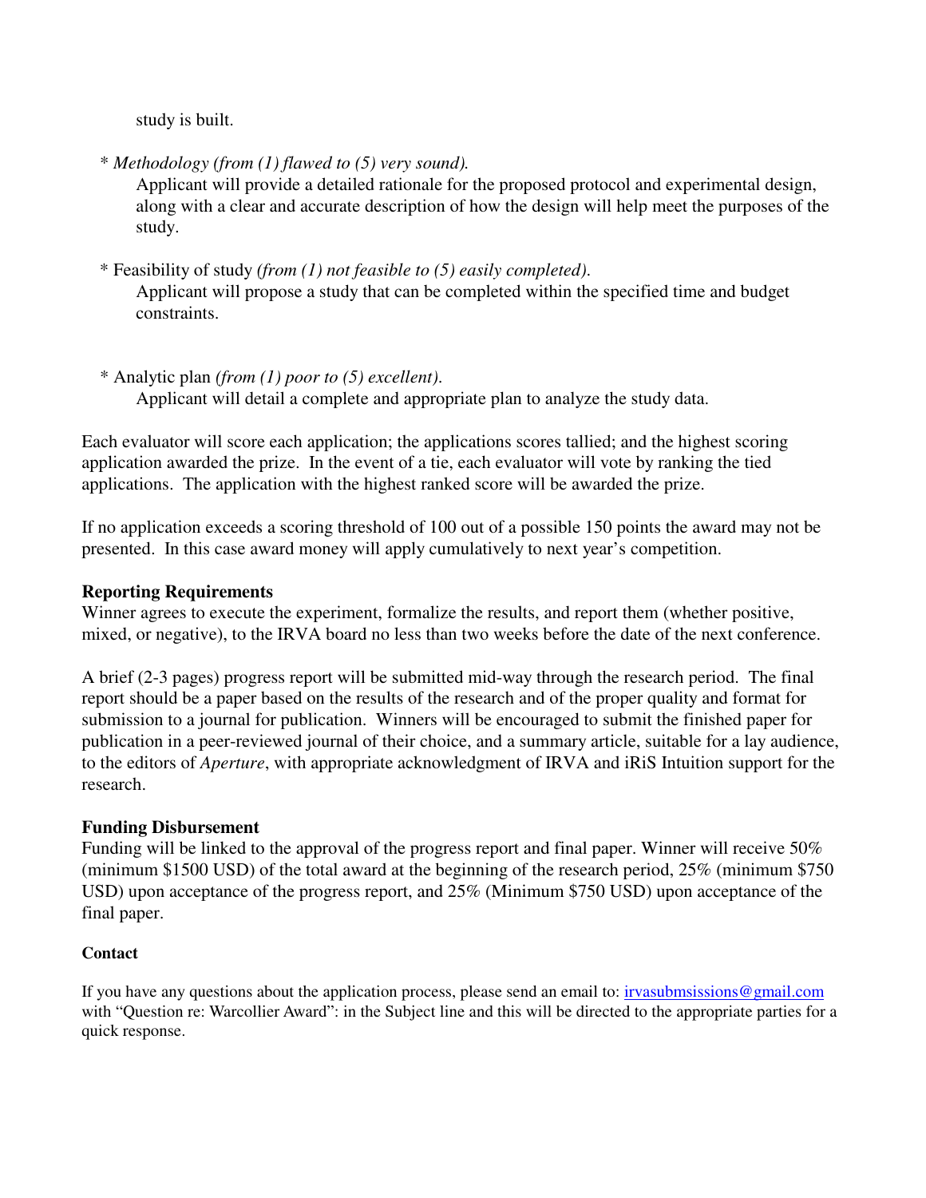study is built.

* *Methodology (from (1) flawed to (5) very sound).*
  Applicant will provide a detailed rationale for the proposed protocol and experimental design, along with a clear and accurate description of how the design will help meet the purposes of the study.

* Feasibility of study *(from (1) not feasible to (5) easily completed).*
  Applicant will propose a study that can be completed within the specified time and budget constraints.

* Analytic plan *(from (1) poor to (5) excellent).*
  Applicant will detail a complete and appropriate plan to analyze the study data.

Each evaluator will score each application; the applications scores tallied; and the highest scoring application awarded the prize. In the event of a tie, each evaluator will vote by ranking the tied applications. The application with the highest ranked score will be awarded the prize.

If no application exceeds a scoring threshold of 100 out of a possible 150 points the award may not be presented. In this case award money will apply cumulatively to next year's competition.

**Reporting Requirements**

Winner agrees to execute the experiment, formalize the results, and report them (whether positive, mixed, or negative), to the IRVA board no less than two weeks before the date of the next conference.

A brief (2-3 pages) progress report will be submitted mid-way through the research period. The final report should be a paper based on the results of the research and of the proper quality and format for submission to a journal for publication. Winners will be encouraged to submit the finished paper for publication in a peer-reviewed journal of their choice, and a summary article, suitable for a lay audience, to the editors of *Aperture*, with appropriate acknowledgment of IRVA and iRiS Intuition support for the research.

**Funding Disbursement**

Funding will be linked to the approval of the progress report and final paper. Winner will receive 50% (minimum $1500 USD) of the total award at the beginning of the research period, 25% (minimum $750 USD) upon acceptance of the progress report, and 25% (Minimum $750 USD) upon acceptance of the final paper.

**Contact**

If you have any questions about the application process, please send an email to: irvasubmsissions@gmail.com with "Question re: Warcollier Award": in the Subject line and this will be directed to the appropriate parties for a quick response.